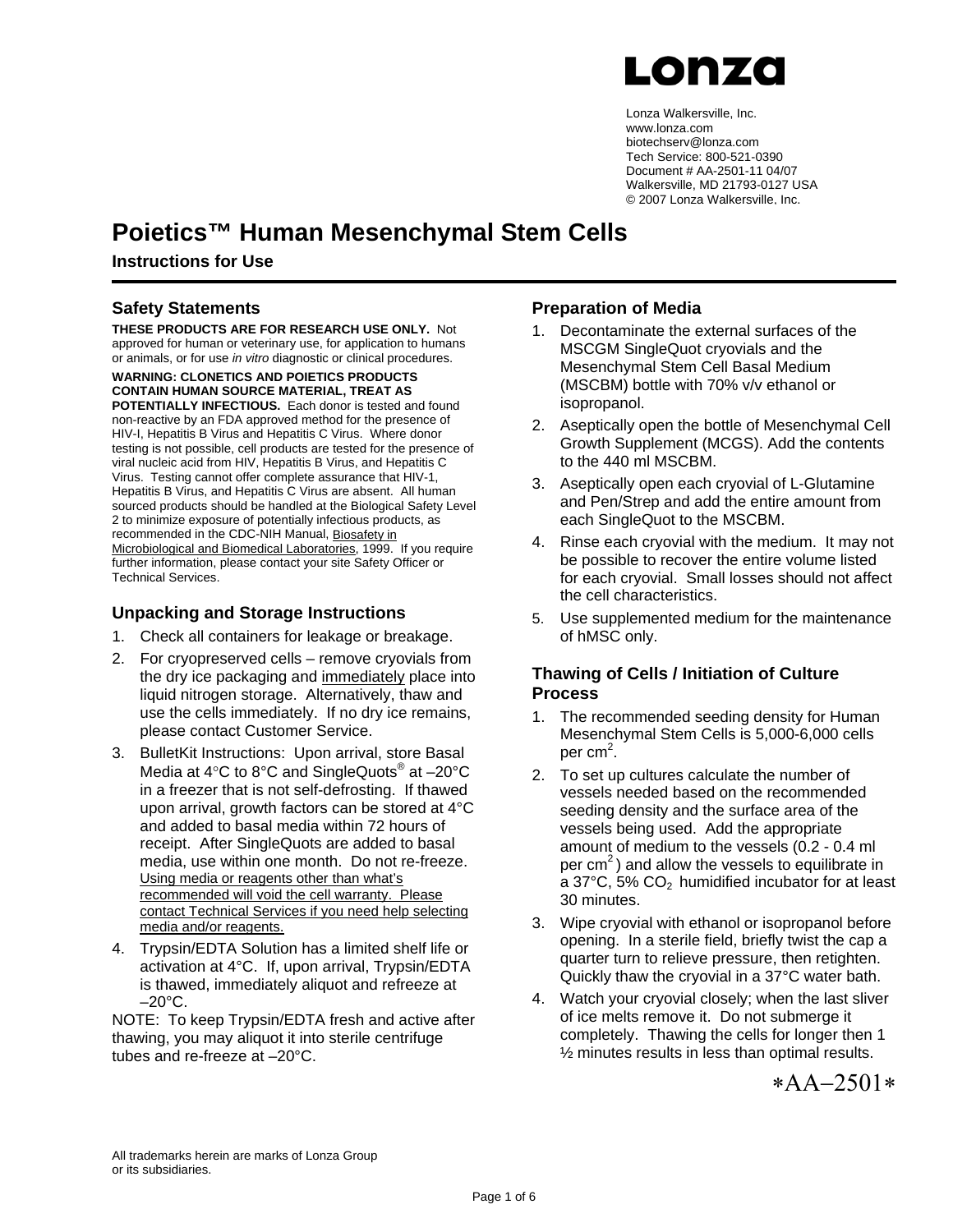Lonza

Lonza Walkersville, Inc.
www.lonza.com
biotechserv@lonza.com
Tech Service: 800-521-0390
Document # AA-2501-11 04/07
Walkersville, MD 21793-0127 USA
© 2007 Lonza Walkersville, Inc.

# Poietics™ Human Mesenchymal Stem Cells

**Instructions for Use**

## Safety Statements

**THESE PRODUCTS ARE FOR RESEARCH USE ONLY.** Not approved for human or veterinary use, for application to humans or animals, or for use *in vitro* diagnostic or clinical procedures.

**WARNING: CLONETICS AND POIETICS PRODUCTS CONTAIN HUMAN SOURCE MATERIAL, TREAT AS POTENTIALLY INFECTIOUS.** Each donor is tested and found non-reactive by an FDA approved method for the presence of HIV-I, Hepatitis B Virus and Hepatitis C Virus. Where donor testing is not possible, cell products are tested for the presence of viral nucleic acid from HIV, Hepatitis B Virus, and Hepatitis C Virus. Testing cannot offer complete assurance that HIV-1, Hepatitis B Virus, and Hepatitis C Virus are absent. All human sourced products should be handled at the Biological Safety Level 2 to minimize exposure of potentially infectious products, as recommended in the CDC-NIH Manual, Biosafety in Microbiological and Biomedical Laboratories, 1999. If you require further information, please contact your site Safety Officer or Technical Services.

## Unpacking and Storage Instructions

1. Check all containers for leakage or breakage.
2. For cryopreserved cells – remove cryovials from the dry ice packaging and immediately place into liquid nitrogen storage. Alternatively, thaw and use the cells immediately. If no dry ice remains, please contact Customer Service.
3. BulletKit Instructions: Upon arrival, store Basal Media at 4°C to 8°C and SingleQuots® at –20°C in a freezer that is not self-defrosting. If thawed upon arrival, growth factors can be stored at 4°C and added to basal media within 72 hours of receipt. After SingleQuots are added to basal media, use within one month. Do not re-freeze. Using media or reagents other than what's recommended will void the cell warranty. Please contact Technical Services if you need help selecting media and/or reagents.
4. Trypsin/EDTA Solution has a limited shelf life or activation at 4°C. If, upon arrival, Trypsin/EDTA is thawed, immediately aliquot and refreeze at –20°C.

NOTE: To keep Trypsin/EDTA fresh and active after thawing, you may aliquot it into sterile centrifuge tubes and re-freeze at –20°C.

## Preparation of Media

1. Decontaminate the external surfaces of the MSCGM SingleQuot cryovials and the Mesenchymal Stem Cell Basal Medium (MSCBM) bottle with 70% v/v ethanol or isopropanol.
2. Aseptically open the bottle of Mesenchymal Cell Growth Supplement (MCGS). Add the contents to the 440 ml MSCBM.
3. Aseptically open each cryovial of L-Glutamine and Pen/Strep and add the entire amount from each SingleQuot to the MSCBM.
4. Rinse each cryovial with the medium. It may not be possible to recover the entire volume listed for each cryovial. Small losses should not affect the cell characteristics.
5. Use supplemented medium for the maintenance of hMSC only.

## Thawing of Cells / Initiation of Culture Process

1. The recommended seeding density for Human Mesenchymal Stem Cells is 5,000-6,000 cells per $cm^2$.
2. To set up cultures calculate the number of vessels needed based on the recommended seeding density and the surface area of the vessels being used. Add the appropriate amount of medium to the vessels (0.2 - 0.4 ml per $cm^2$) and allow the vessels to equilibrate in a 37°C, 5% $CO_2$ humidified incubator for at least 30 minutes.
3. Wipe cryovial with ethanol or isopropanol before opening. In a sterile field, briefly twist the cap a quarter turn to relieve pressure, then retighten. Quickly thaw the cryovial in a 37°C water bath.
4. Watch your cryovial closely; when the last sliver of ice melts remove it. Do not submerge it completely. Thawing the cells for longer then 1 ½ minutes results in less than optimal results.

∗AA–2501∗

All trademarks herein are marks of Lonza Group or its subsidiaries.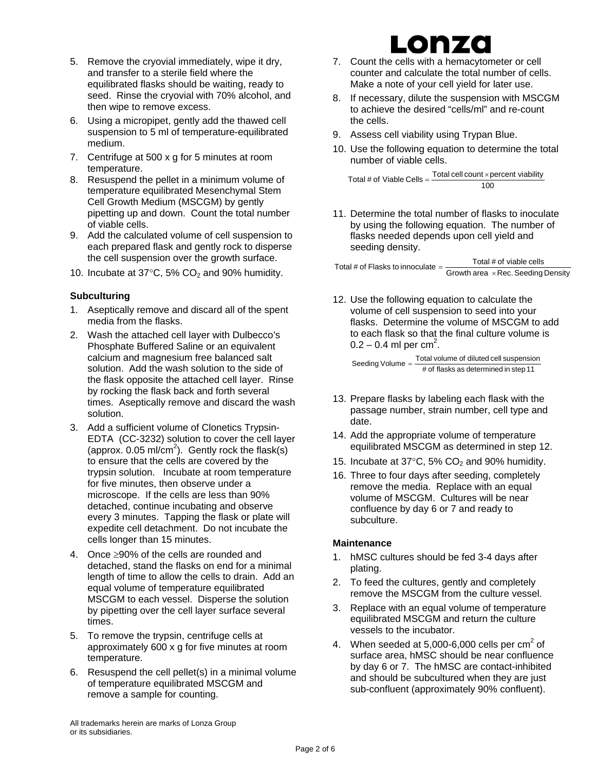5. Remove the cryovial immediately, wipe it dry, and transfer to a sterile field where the equilibrated flasks should be waiting, ready to seed. Rinse the cryovial with 70% alcohol, and then wipe to remove excess.
6. Using a micropipet, gently add the thawed cell suspension to 5 ml of temperature-equilibrated medium.
7. Centrifuge at 500 x g for 5 minutes at room temperature.
8. Resuspend the pellet in a minimum volume of temperature equilibrated Mesenchymal Stem Cell Growth Medium (MSCGM) by gently pipetting up and down. Count the total number of viable cells.
9. Add the calculated volume of cell suspension to each prepared flask and gently rock to disperse the cell suspension over the growth surface.
10. Incubate at 37°C, 5% $CO_2$ and 90% humidity.

**Subculturing**

1. Aseptically remove and discard all of the spent media from the flasks.
2. Wash the attached cell layer with Dulbecco's Phosphate Buffered Saline or an equivalent calcium and magnesium free balanced salt solution. Add the wash solution to the side of the flask opposite the attached cell layer. Rinse by rocking the flask back and forth several times. Aseptically remove and discard the wash solution.
3. Add a sufficient volume of Clonetics Trypsin-EDTA (CC-3232) solution to cover the cell layer (approx. 0.05 ml/cm$^2$). Gently rock the flask(s) to ensure that the cells are covered by the trypsin solution. Incubate at room temperature for five minutes, then observe under a microscope. If the cells are less than 90% detached, continue incubating and observe every 3 minutes. Tapping the flask or plate will expedite cell detachment. Do not incubate the cells longer than 15 minutes.
4. Once ≥90% of the cells are rounded and detached, stand the flasks on end for a minimal length of time to allow the cells to drain. Add an equal volume of temperature equilibrated MSCGM to each vessel. Disperse the solution by pipetting over the cell layer surface several times.
5. To remove the trypsin, centrifuge cells at approximately 600 x g for five minutes at room temperature.
6. Resuspend the cell pellet(s) in a minimal volume of temperature equilibrated MSCGM and remove a sample for counting.
7. Count the cells with a hemacytometer or cell counter and calculate the total number of cells. Make a note of your cell yield for later use.
8. If necessary, dilute the suspension with MSCGM to achieve the desired "cells/ml" and re-count the cells.
9. Assess cell viability using Trypan Blue.
10. Use the following equation to determine the total number of viable cells.

$$\text{Total \# of Viable Cells} = \frac{\text{Total cell count} \times \text{percent viability}}{100}$$

11. Determine the total number of flasks to inoculate by using the following equation. The number of flasks needed depends upon cell yield and seeding density.

$$\text{Total \# of Flasks to innoculate} = \frac{\text{Total \# of viable cells}}{\text{Growth area} \times \text{Rec. Seeding Density}}$$

12. Use the following equation to calculate the volume of cell suspension to seed into your flasks. Determine the volume of MSCGM to add to each flask so that the final culture volume is 0.2 – 0.4 ml per cm$^2$.

$$\text{Seeding Volume} = \frac{\text{Total volume of diluted cell suspension}}{\text{\# of flasks as determined in step 11}}$$

13. Prepare flasks by labeling each flask with the passage number, strain number, cell type and date.
14. Add the appropriate volume of temperature equilibrated MSCGM as determined in step 12.
15. Incubate at 37°C, 5% $CO_2$ and 90% humidity.
16. Three to four days after seeding, completely remove the media. Replace with an equal volume of MSCGM. Cultures will be near confluence by day 6 or 7 and ready to subculture.

**Maintenance**

1. hMSC cultures should be fed 3-4 days after plating.
2. To feed the cultures, gently and completely remove the MSCGM from the culture vessel.
3. Replace with an equal volume of temperature equilibrated MSCGM and return the culture vessels to the incubator.
4. When seeded at 5,000-6,000 cells per cm$^2$ of surface area, hMSC should be near confluence by day 6 or 7. The hMSC are contact-inhibited and should be subcultured when they are just sub-confluent (approximately 90% confluent).

All trademarks herein are marks of Lonza Group or its subsidiaries.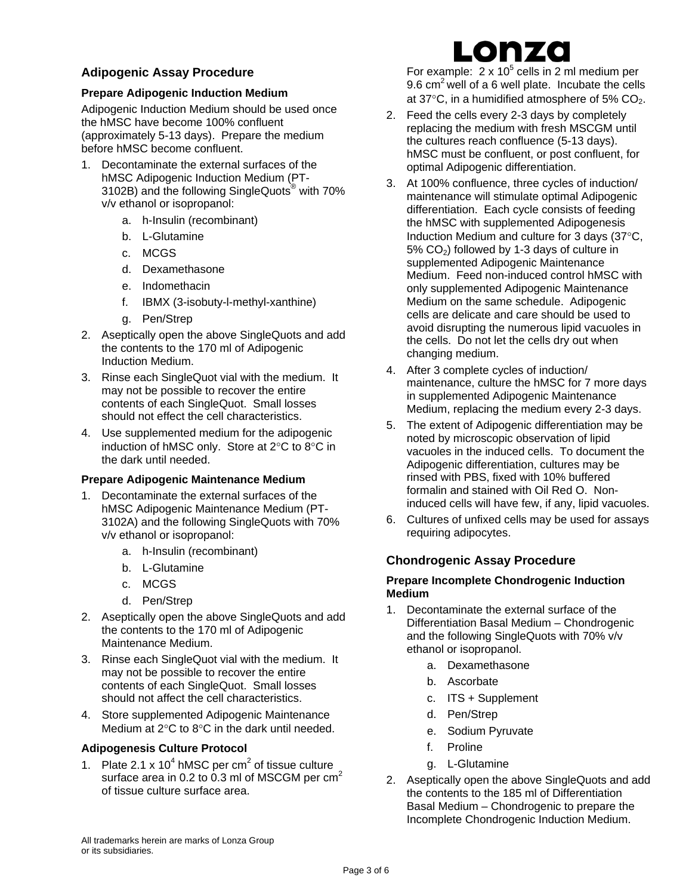## Adipogenic Assay Procedure

### Prepare Adipogenic Induction Medium

Adipogenic Induction Medium should be used once the hMSC have become 100% confluent (approximately 5-13 days). Prepare the medium before hMSC become confluent.

1. Decontaminate the external surfaces of the hMSC Adipogenic Induction Medium (PT-3102B) and the following SingleQuots® with 70% v/v ethanol or isopropanol:
    a. h-Insulin (recombinant)
    b. L-Glutamine
    c. MCGS
    d. Dexamethasone
    e. Indomethacin
    f. IBMX (3-isobuty-l-methyl-xanthine)
    g. Pen/Strep
2. Aseptically open the above SingleQuots and add the contents to the 170 ml of Adipogenic Induction Medium.
3. Rinse each SingleQuot vial with the medium. It may not be possible to recover the entire contents of each SingleQuot. Small losses should not effect the cell characteristics.
4. Use supplemented medium for the adipogenic induction of hMSC only. Store at 2°C to 8°C in the dark until needed.

### Prepare Adipogenic Maintenance Medium

1. Decontaminate the external surfaces of the hMSC Adipogenic Maintenance Medium (PT-3102A) and the following SingleQuots with 70% v/v ethanol or isopropanol:
    a. h-Insulin (recombinant)
    b. L-Glutamine
    c. MCGS
    d. Pen/Strep
2. Aseptically open the above SingleQuots and add the contents to the 170 ml of Adipogenic Maintenance Medium.
3. Rinse each SingleQuot vial with the medium. It may not be possible to recover the entire contents of each SingleQuot. Small losses should not affect the cell characteristics.
4. Store supplemented Adipogenic Maintenance Medium at 2°C to 8°C in the dark until needed.

### Adipogenesis Culture Protocol

1. Plate 2.1 x $10^4$ hMSC per $cm^2$ of tissue culture surface area in 0.2 to 0.3 ml of MSCGM per $cm^2$ of tissue culture surface area. For example: 2 x $10^5$ cells in 2 ml medium per 9.6 $cm^2$ well of a 6 well plate. Incubate the cells at 37°C, in a humidified atmosphere of 5% $CO_2$.
2. Feed the cells every 2-3 days by completely replacing the medium with fresh MSCGM until the cultures reach confluence (5-13 days). hMSC must be confluent, or post confluent, for optimal Adipogenic differentiation.
3. At 100% confluence, three cycles of induction/ maintenance will stimulate optimal Adipogenic differentiation. Each cycle consists of feeding the hMSC with supplemented Adipogenesis Induction Medium and culture for 3 days (37°C, 5% $CO_2$) followed by 1-3 days of culture in supplemented Adipogenic Maintenance Medium. Feed non-induced control hMSC with only supplemented Adipogenic Maintenance Medium on the same schedule. Adipogenic cells are delicate and care should be used to avoid disrupting the numerous lipid vacuoles in the cells. Do not let the cells dry out when changing medium.
4. After 3 complete cycles of induction/ maintenance, culture the hMSC for 7 more days in supplemented Adipogenic Maintenance Medium, replacing the medium every 2-3 days.
5. The extent of Adipogenic differentiation may be noted by microscopic observation of lipid vacuoles in the induced cells. To document the Adipogenic differentiation, cultures may be rinsed with PBS, fixed with 10% buffered formalin and stained with Oil Red O. Non-induced cells will have few, if any, lipid vacuoles.
6. Cultures of unfixed cells may be used for assays requiring adipocytes.

## Chondrogenic Assay Procedure

### Prepare Incomplete Chondrogenic Induction Medium

1. Decontaminate the external surface of the Differentiation Basal Medium – Chondrogenic and the following SingleQuots with 70% v/v ethanol or isopropanol.
    a. Dexamethasone
    b. Ascorbate
    c. ITS + Supplement
    d. Pen/Strep
    e. Sodium Pyruvate
    f. Proline
    g. L-Glutamine
2. Aseptically open the above SingleQuots and add the contents to the 185 ml of Differentiation Basal Medium – Chondrogenic to prepare the Incomplete Chondrogenic Induction Medium.

All trademarks herein are marks of Lonza Group or its subsidiaries.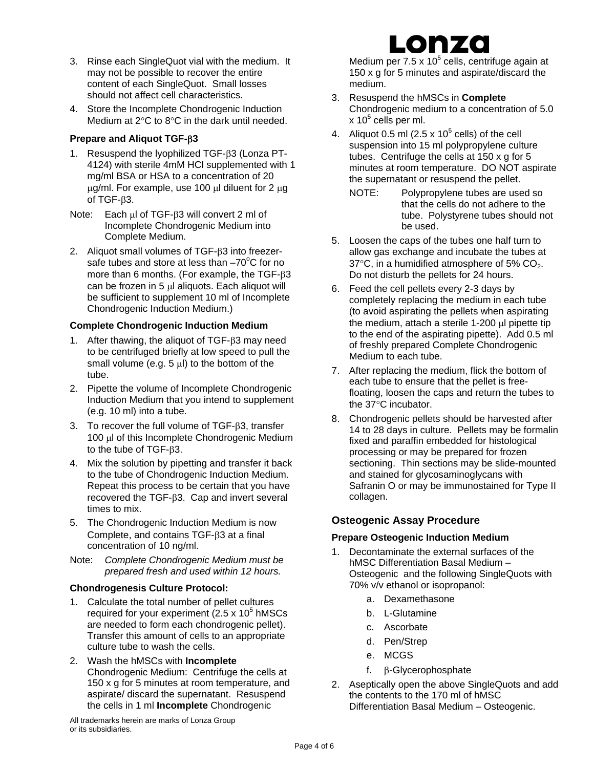3. Rinse each SingleQuot vial with the medium. It may not be possible to recover the entire content of each SingleQuot. Small losses should not affect cell characteristics.
4. Store the Incomplete Chondrogenic Induction Medium at 2°C to 8°C in the dark until needed.

**Prepare and Aliquot TGF-β3**

1. Resuspend the lyophilized TGF-β3 (Lonza PT-4124) with sterile 4mM HCl supplemented with 1 mg/ml BSA or HSA to a concentration of 20 μg/ml. For example, use 100 μl diluent for 2 μg of TGF-β3.

Note: Each μl of TGF-β3 will convert 2 ml of Incomplete Chondrogenic Medium into Complete Medium.

2. Aliquot small volumes of TGF-β3 into freezer-safe tubes and store at less than –70°C for no more than 6 months. (For example, the TGF-β3 can be frozen in 5 μl aliquots. Each aliquot will be sufficient to supplement 10 ml of Incomplete Chondrogenic Induction Medium.)

**Complete Chondrogenic Induction Medium**

1. After thawing, the aliquot of TGF-β3 may need to be centrifuged briefly at low speed to pull the small volume (e.g. 5 μl) to the bottom of the tube.
2. Pipette the volume of Incomplete Chondrogenic Induction Medium that you intend to supplement (e.g. 10 ml) into a tube.
3. To recover the full volume of TGF-β3, transfer 100 μl of this Incomplete Chondrogenic Medium to the tube of TGF-β3.
4. Mix the solution by pipetting and transfer it back to the tube of Chondrogenic Induction Medium. Repeat this process to be certain that you have recovered the TGF-β3. Cap and invert several times to mix.
5. The Chondrogenic Induction Medium is now Complete, and contains TGF-β3 at a final concentration of 10 ng/ml.

Note: *Complete Chondrogenic Medium must be prepared fresh and used within 12 hours.*

**Chondrogenesis Culture Protocol:**

1. Calculate the total number of pellet cultures required for your experiment ($2.5 \times 10^5$ hMSCs are needed to form each chondrogenic pellet). Transfer this amount of cells to an appropriate culture tube to wash the cells.
2. Wash the hMSCs with **Incomplete** Chondrogenic Medium: Centrifuge the cells at 150 x g for 5 minutes at room temperature, and aspirate/ discard the supernatant. Resuspend the cells in 1 ml **Incomplete** Chondrogenic Medium per $7.5 \times 10^5$ cells, centrifuge again at 150 x g for 5 minutes and aspirate/discard the medium.
3. Resuspend the hMSCs in **Complete** Chondrogenic medium to a concentration of $5.0 \times 10^5$ cells per ml.
4. Aliquot 0.5 ml ($2.5 \times 10^5$ cells) of the cell suspension into 15 ml polypropylene culture tubes. Centrifuge the cells at 150 x g for 5 minutes at room temperature. DO NOT aspirate the supernatant or resuspend the pellet.

   NOTE: Polypropylene tubes are used so that the cells do not adhere to the tube. Polystyrene tubes should not be used.

5. Loosen the caps of the tubes one half turn to allow gas exchange and incubate the tubes at 37°C, in a humidified atmosphere of 5% $CO_2$. Do not disturb the pellets for 24 hours.
6. Feed the cell pellets every 2-3 days by completely replacing the medium in each tube (to avoid aspirating the pellets when aspirating the medium, attach a sterile 1-200 μl pipette tip to the end of the aspirating pipette). Add 0.5 ml of freshly prepared Complete Chondrogenic Medium to each tube.
7. After replacing the medium, flick the bottom of each tube to ensure that the pellet is free-floating, loosen the caps and return the tubes to the 37°C incubator.
8. Chondrogenic pellets should be harvested after 14 to 28 days in culture. Pellets may be formalin fixed and paraffin embedded for histological processing or may be prepared for frozen sectioning. Thin sections may be slide-mounted and stained for glycosaminoglycans with Safranin O or may be immunostained for Type II collagen.

## Osteogenic Assay Procedure

**Prepare Osteogenic Induction Medium**

1. Decontaminate the external surfaces of the hMSC Differentiation Basal Medium – Osteogenic and the following SingleQuots with 70% v/v ethanol or isopropanol:
   a. Dexamethasone
   b. L-Glutamine
   c. Ascorbate
   d. Pen/Strep
   e. MCGS
   f. β-Glycerophosphate
2. Aseptically open the above SingleQuots and add the contents to the 170 ml of hMSC Differentiation Basal Medium – Osteogenic.

All trademarks herein are marks of Lonza Group or its subsidiaries.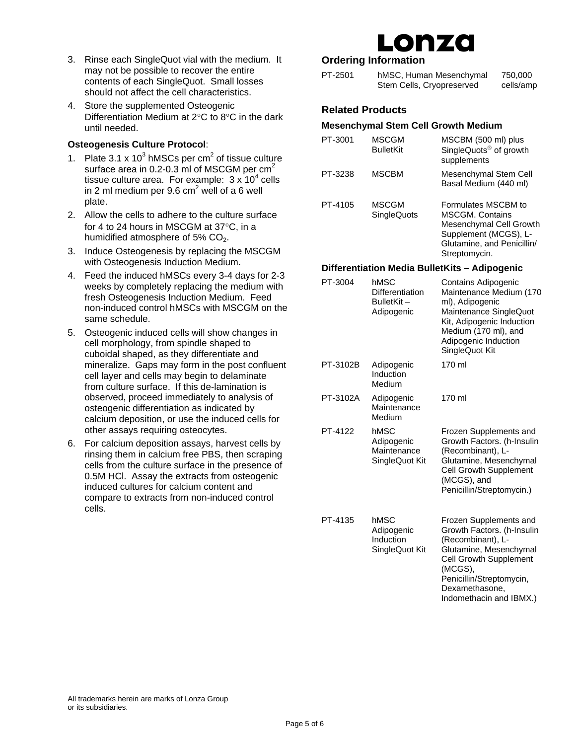3. Rinse each SingleQuot vial with the medium. It may not be possible to recover the entire contents of each SingleQuot. Small losses should not affect the cell characteristics.
4. Store the supplemented Osteogenic Differentiation Medium at 2°C to 8°C in the dark until needed.

**Osteogenesis Culture Protocol**:

1. Plate 3.1 x $10^3$ hMSCs per $cm^2$ of tissue culture surface area in 0.2-0.3 ml of MSCGM per $cm^2$ tissue culture area. For example: 3 x $10^4$ cells in 2 ml medium per 9.6 $cm^2$ well of a 6 well plate.
2. Allow the cells to adhere to the culture surface for 4 to 24 hours in MSCGM at 37°C, in a humidified atmosphere of 5% $CO_2$.
3. Induce Osteogenesis by replacing the MSCGM with Osteogenesis Induction Medium.
4. Feed the induced hMSCs every 3-4 days for 2-3 weeks by completely replacing the medium with fresh Osteogenesis Induction Medium. Feed non-induced control hMSCs with MSCGM on the same schedule.
5. Osteogenic induced cells will show changes in cell morphology, from spindle shaped to cuboidal shaped, as they differentiate and mineralize. Gaps may form in the post confluent cell layer and cells may begin to delaminate from culture surface. If this de-lamination is observed, proceed immediately to analysis of osteogenic differentiation as indicated by calcium deposition, or use the induced cells for other assays requiring osteocytes.
6. For calcium deposition assays, harvest cells by rinsing them in calcium free PBS, then scraping cells from the culture surface in the presence of 0.5M HCl. Assay the extracts from osteogenic induced cultures for calcium content and compare to extracts from non-induced control cells.

## Ordering Information

| | | |
|---|---|---|
| PT-2501 | hMSC, Human Mesenchymal Stem Cells, Cryopreserved | 750,000 cells/amp |

## Related Products

### Mesenchymal Stem Cell Growth Medium

| | | |
|---|---|---|
| PT-3001 | MSCGM BulletKit | MSCBM (500 ml) plus SingleQuots® of growth supplements |
| PT-3238 | MSCBM | Mesenchymal Stem Cell Basal Medium (440 ml) |
| PT-4105 | MSCGM SingleQuots | Formulates MSCBM to MSCGM. Contains Mesenchymal Cell Growth Supplement (MCGS), L-Glutamine, and Penicillin/ Streptomycin. |

### Differentiation Media BulletKits – Adipogenic

| | | |
|---|---|---|
| PT-3004 | hMSC Differentiation BulletKit – Adipogenic | Contains Adipogenic Maintenance Medium (170 ml), Adipogenic Maintenance SingleQuot Kit, Adipogenic Induction Medium (170 ml), and Adipogenic Induction SingleQuot Kit |
| PT-3102B | Adipogenic Induction Medium | 170 ml |
| PT-3102A | Adipogenic Maintenance Medium | 170 ml |
| PT-4122 | hMSC Adipogenic Maintenance SingleQuot Kit | Frozen Supplements and Growth Factors. (h-Insulin (Recombinant), L-Glutamine, Mesenchymal Cell Growth Supplement (MCGS), and Penicillin/Streptomycin.) |
| PT-4135 | hMSC Adipogenic Induction SingleQuot Kit | Frozen Supplements and Growth Factors. (h-Insulin (Recombinant), L-Glutamine, Mesenchymal Cell Growth Supplement (MCGS), Penicillin/Streptomycin, Dexamethasone, Indomethacin and IBMX.) |

All trademarks herein are marks of Lonza Group or its subsidiaries.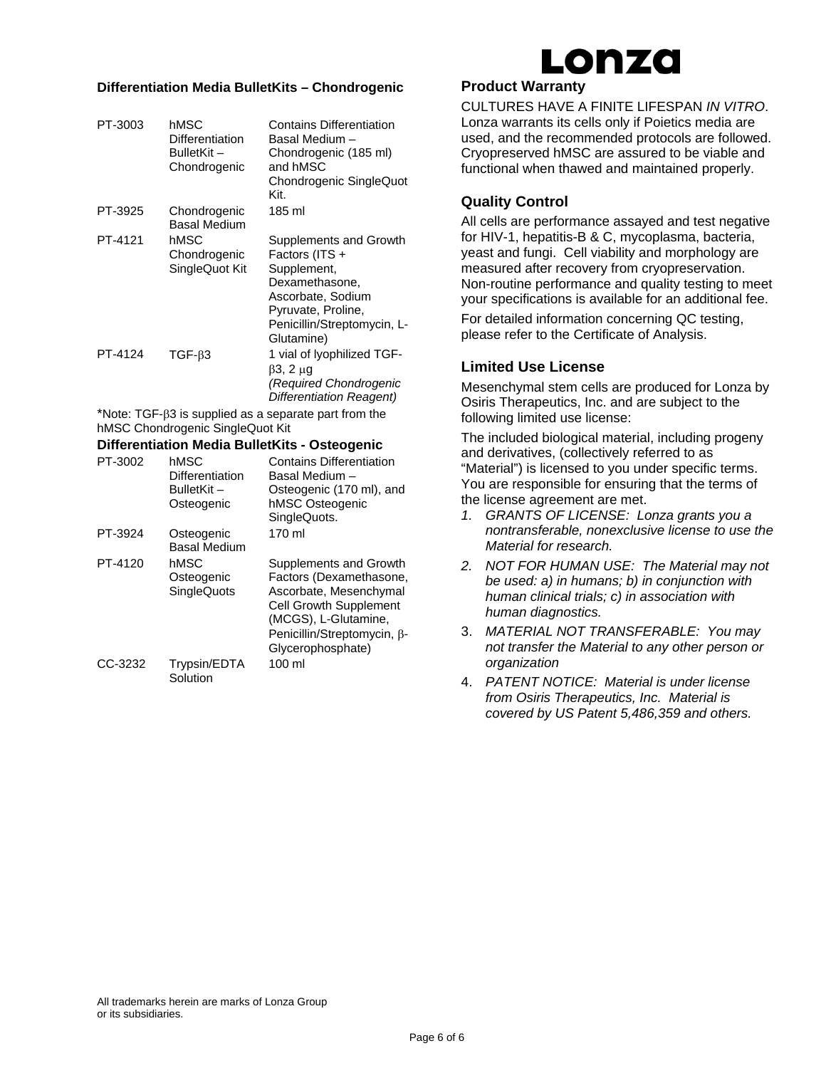**Differentiation Media BulletKits – Chondrogenic**

| | | |
|---|---|---|
| PT-3003 | hMSC Differentiation BulletKit – Chondrogenic | Contains Differentiation Basal Medium – Chondrogenic (185 ml) and hMSC Chondrogenic SingleQuot Kit. |
| PT-3925 | Chondrogenic Basal Medium | 185 ml |
| PT-4121 | hMSC Chondrogenic SingleQuot Kit | Supplements and Growth Factors (ITS + Supplement, Dexamethasone, Ascorbate, Sodium Pyruvate, Proline, Penicillin/Streptomycin, L-Glutamine) |
| PT-4124 | TGF-β3 | 1 vial of lyophilized TGF-β3, 2 μg *(Required Chondrogenic Differentiation Reagent)* |

*Note: TGF-β3 is supplied as a separate part from the hMSC Chondrogenic SingleQuot Kit

**Differentiation Media BulletKits - Osteogenic**

| | | |
|---|---|---|
| PT-3002 | hMSC Differentiation BulletKit – Osteogenic | Contains Differentiation Basal Medium – Osteogenic (170 ml), and hMSC Osteogenic SingleQuots. |
| PT-3924 | Osteogenic Basal Medium | 170 ml |
| PT-4120 | hMSC Osteogenic SingleQuots | Supplements and Growth Factors (Dexamethasone, Ascorbate, Mesenchymal Cell Growth Supplement (MCGS), L-Glutamine, Penicillin/Streptomycin, β-Glycerophosphate) |
| CC-3232 | Trypsin/EDTA Solution | 100 ml |

## Product Warranty

CULTURES HAVE A FINITE LIFESPAN *IN VITRO*. Lonza warrants its cells only if Poietics media are used, and the recommended protocols are followed. Cryopreserved hMSC are assured to be viable and functional when thawed and maintained properly.

## Quality Control

All cells are performance assayed and test negative for HIV-1, hepatitis-B & C, mycoplasma, bacteria, yeast and fungi. Cell viability and morphology are measured after recovery from cryopreservation. Non-routine performance and quality testing to meet your specifications is available for an additional fee.

For detailed information concerning QC testing, please refer to the Certificate of Analysis.

## Limited Use License

Mesenchymal stem cells are produced for Lonza by Osiris Therapeutics, Inc. and are subject to the following limited use license:

The included biological material, including progeny and derivatives, (collectively referred to as "Material") is licensed to you under specific terms. You are responsible for ensuring that the terms of the license agreement are met.

1. *GRANTS OF LICENSE: Lonza grants you a nontransferable, nonexclusive license to use the Material for research.*
2. *NOT FOR HUMAN USE: The Material may not be used: a) in humans; b) in conjunction with human clinical trials; c) in association with human diagnostics.*
3. *MATERIAL NOT TRANSFERABLE: You may not transfer the Material to any other person or organization*
4. *PATENT NOTICE: Material is under license from Osiris Therapeutics, Inc. Material is covered by US Patent 5,486,359 and others.*

All trademarks herein are marks of Lonza Group or its subsidiaries.